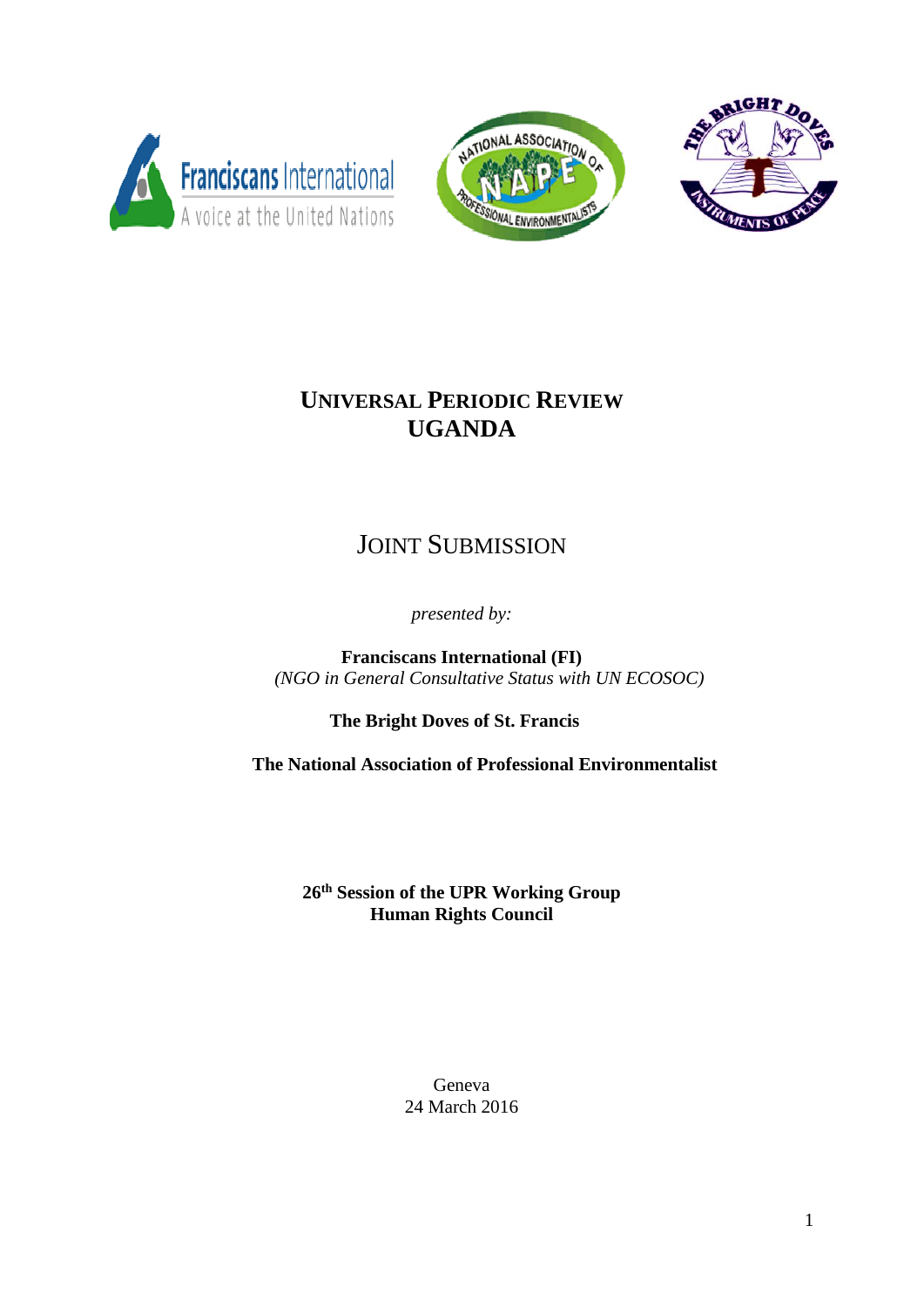# UNIVERSAL PERIODIC REVIEW
# UGANDA

## JOINT SUBMISSION

*presented by:*

**Franciscans International (FI)**
*(NGO in General Consultative Status with UN ECOSOC)*

**The Bright Doves of St. Francis**

**The National Association of Professional Environmentalist**

**26th Session of the UPR Working Group**
**Human Rights Council**

Geneva
24 March 2016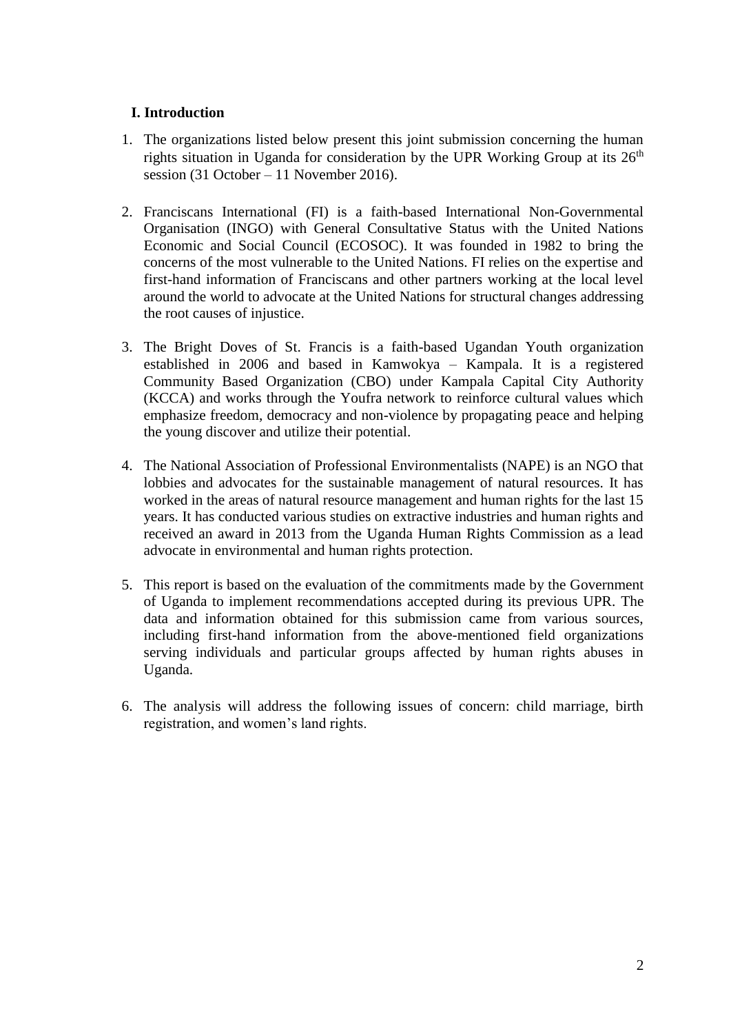## I. Introduction

1. The organizations listed below present this joint submission concerning the human rights situation in Uganda for consideration by the UPR Working Group at its 26th session (31 October – 11 November 2016).

2. Franciscans International (FI) is a faith-based International Non-Governmental Organisation (INGO) with General Consultative Status with the United Nations Economic and Social Council (ECOSOC). It was founded in 1982 to bring the concerns of the most vulnerable to the United Nations. FI relies on the expertise and first-hand information of Franciscans and other partners working at the local level around the world to advocate at the United Nations for structural changes addressing the root causes of injustice.

3. The Bright Doves of St. Francis is a faith-based Ugandan Youth organization established in 2006 and based in Kamwokya – Kampala. It is a registered Community Based Organization (CBO) under Kampala Capital City Authority (KCCA) and works through the Youfra network to reinforce cultural values which emphasize freedom, democracy and non-violence by propagating peace and helping the young discover and utilize their potential.

4. The National Association of Professional Environmentalists (NAPE) is an NGO that lobbies and advocates for the sustainable management of natural resources. It has worked in the areas of natural resource management and human rights for the last 15 years. It has conducted various studies on extractive industries and human rights and received an award in 2013 from the Uganda Human Rights Commission as a lead advocate in environmental and human rights protection.

5. This report is based on the evaluation of the commitments made by the Government of Uganda to implement recommendations accepted during its previous UPR. The data and information obtained for this submission came from various sources, including first-hand information from the above-mentioned field organizations serving individuals and particular groups affected by human rights abuses in Uganda.

6. The analysis will address the following issues of concern: child marriage, birth registration, and women's land rights.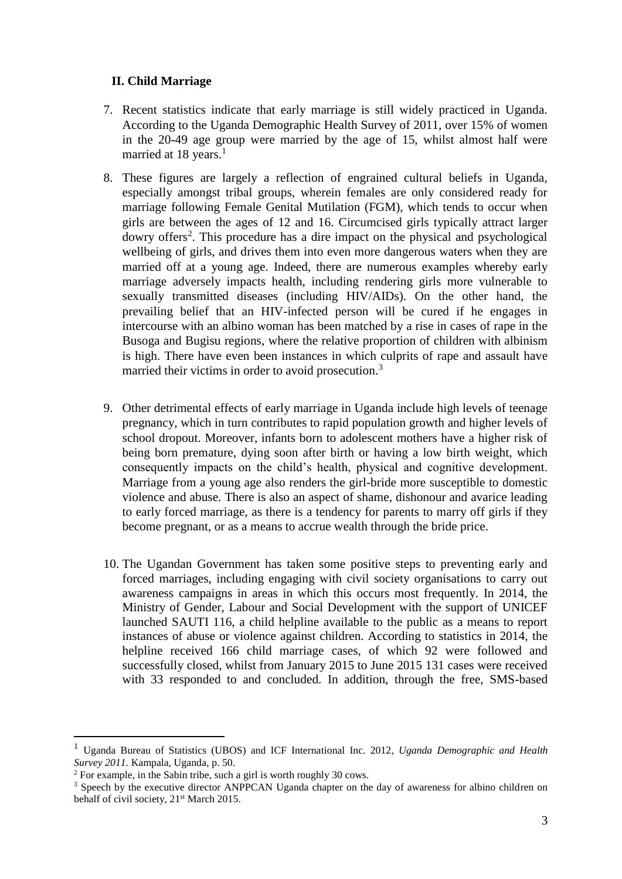## II. Child Marriage

7. Recent statistics indicate that early marriage is still widely practiced in Uganda. According to the Uganda Demographic Health Survey of 2011, over 15% of women in the 20-49 age group were married by the age of 15, whilst almost half were married at 18 years.[1]

8. These figures are largely a reflection of engrained cultural beliefs in Uganda, especially amongst tribal groups, wherein females are only considered ready for marriage following Female Genital Mutilation (FGM), which tends to occur when girls are between the ages of 12 and 16. Circumcised girls typically attract larger dowry offers[2]. This procedure has a dire impact on the physical and psychological wellbeing of girls, and drives them into even more dangerous waters when they are married off at a young age. Indeed, there are numerous examples whereby early marriage adversely impacts health, including rendering girls more vulnerable to sexually transmitted diseases (including HIV/AIDs). On the other hand, the prevailing belief that an HIV-infected person will be cured if he engages in intercourse with an albino woman has been matched by a rise in cases of rape in the Busoga and Bugisu regions, where the relative proportion of children with albinism is high. There have even been instances in which culprits of rape and assault have married their victims in order to avoid prosecution.[3]

9. Other detrimental effects of early marriage in Uganda include high levels of teenage pregnancy, which in turn contributes to rapid population growth and higher levels of school dropout. Moreover, infants born to adolescent mothers have a higher risk of being born premature, dying soon after birth or having a low birth weight, which consequently impacts on the child's health, physical and cognitive development. Marriage from a young age also renders the girl-bride more susceptible to domestic violence and abuse. There is also an aspect of shame, dishonour and avarice leading to early forced marriage, as there is a tendency for parents to marry off girls if they become pregnant, or as a means to accrue wealth through the bride price.

10. The Ugandan Government has taken some positive steps to preventing early and forced marriages, including engaging with civil society organisations to carry out awareness campaigns in areas in which this occurs most frequently. In 2014, the Ministry of Gender, Labour and Social Development with the support of UNICEF launched SAUTI 116, a child helpline available to the public as a means to report instances of abuse or violence against children. According to statistics in 2014, the helpline received 166 child marriage cases, of which 92 were followed and successfully closed, whilst from January 2015 to June 2015 131 cases were received with 33 responded to and concluded. In addition, through the free, SMS-based

---

[1] Uganda Bureau of Statistics (UBOS) and ICF International Inc. 2012, *Uganda Demographic and Health Survey 2011.* Kampala, Uganda, p. 50.

[2] For example, in the Sabin tribe, such a girl is worth roughly 30 cows.

[3] Speech by the executive director ANPPCAN Uganda chapter on the day of awareness for albino children on behalf of civil society, 21st March 2015.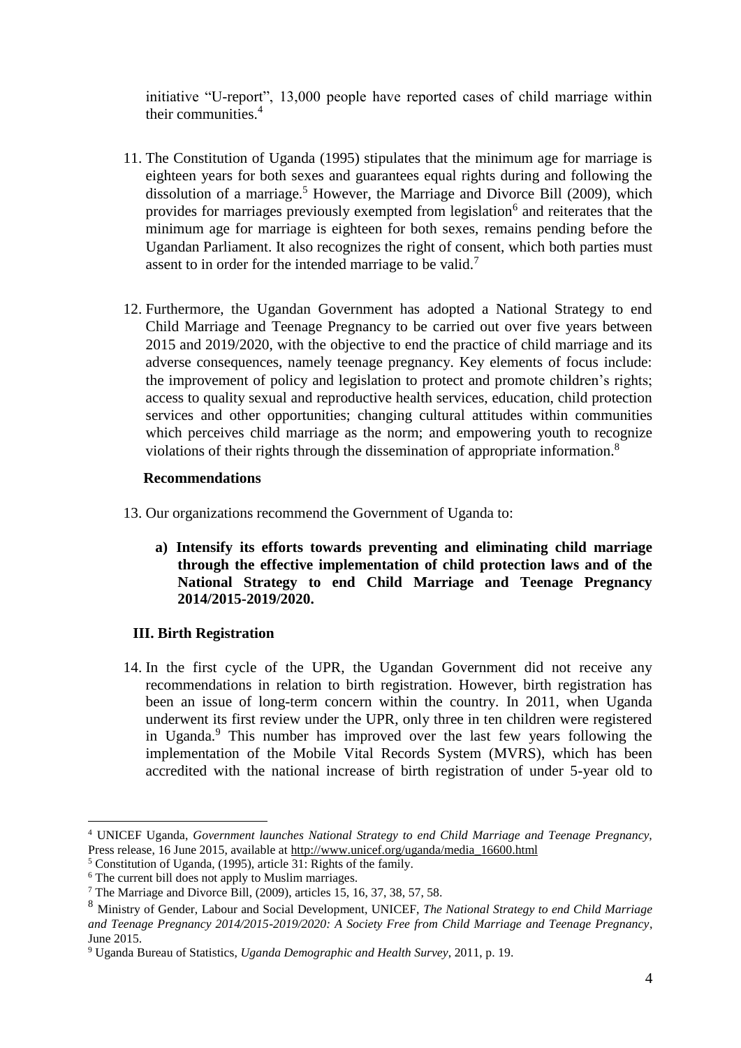initiative "U-report", 13,000 people have reported cases of child marriage within their communities.[4]

11. The Constitution of Uganda (1995) stipulates that the minimum age for marriage is eighteen years for both sexes and guarantees equal rights during and following the dissolution of a marriage.[5] However, the Marriage and Divorce Bill (2009), which provides for marriages previously exempted from legislation[6] and reiterates that the minimum age for marriage is eighteen for both sexes, remains pending before the Ugandan Parliament. It also recognizes the right of consent, which both parties must assent to in order for the intended marriage to be valid.[7]

12. Furthermore, the Ugandan Government has adopted a National Strategy to end Child Marriage and Teenage Pregnancy to be carried out over five years between 2015 and 2019/2020, with the objective to end the practice of child marriage and its adverse consequences, namely teenage pregnancy. Key elements of focus include: the improvement of policy and legislation to protect and promote children's rights; access to quality sexual and reproductive health services, education, child protection services and other opportunities; changing cultural attitudes within communities which perceives child marriage as the norm; and empowering youth to recognize violations of their rights through the dissemination of appropriate information.[8]

**Recommendations**

13. Our organizations recommend the Government of Uganda to:

    **a) Intensify its efforts towards preventing and eliminating child marriage through the effective implementation of child protection laws and of the National Strategy to end Child Marriage and Teenage Pregnancy 2014/2015-2019/2020.**

### III. Birth Registration

14. In the first cycle of the UPR, the Ugandan Government did not receive any recommendations in relation to birth registration. However, birth registration has been an issue of long-term concern within the country. In 2011, when Uganda underwent its first review under the UPR, only three in ten children were registered in Uganda.[9] This number has improved over the last few years following the implementation of the Mobile Vital Records System (MVRS), which has been accredited with the national increase of birth registration of under 5-year old to

---

[4] UNICEF Uganda, *Government launches National Strategy to end Child Marriage and Teenage Pregnancy*, Press release, 16 June 2015, available at http://www.unicef.org/uganda/media_16600.html

[5] Constitution of Uganda, (1995), article 31: Rights of the family.

[6] The current bill does not apply to Muslim marriages.

[7] The Marriage and Divorce Bill, (2009), articles 15, 16, 37, 38, 57, 58.

[8] Ministry of Gender, Labour and Social Development, UNICEF, *The National Strategy to end Child Marriage and Teenage Pregnancy 2014/2015-2019/2020: A Society Free from Child Marriage and Teenage Pregnancy*, June 2015.

[9] Uganda Bureau of Statistics, *Uganda Demographic and Health Survey*, 2011, p. 19.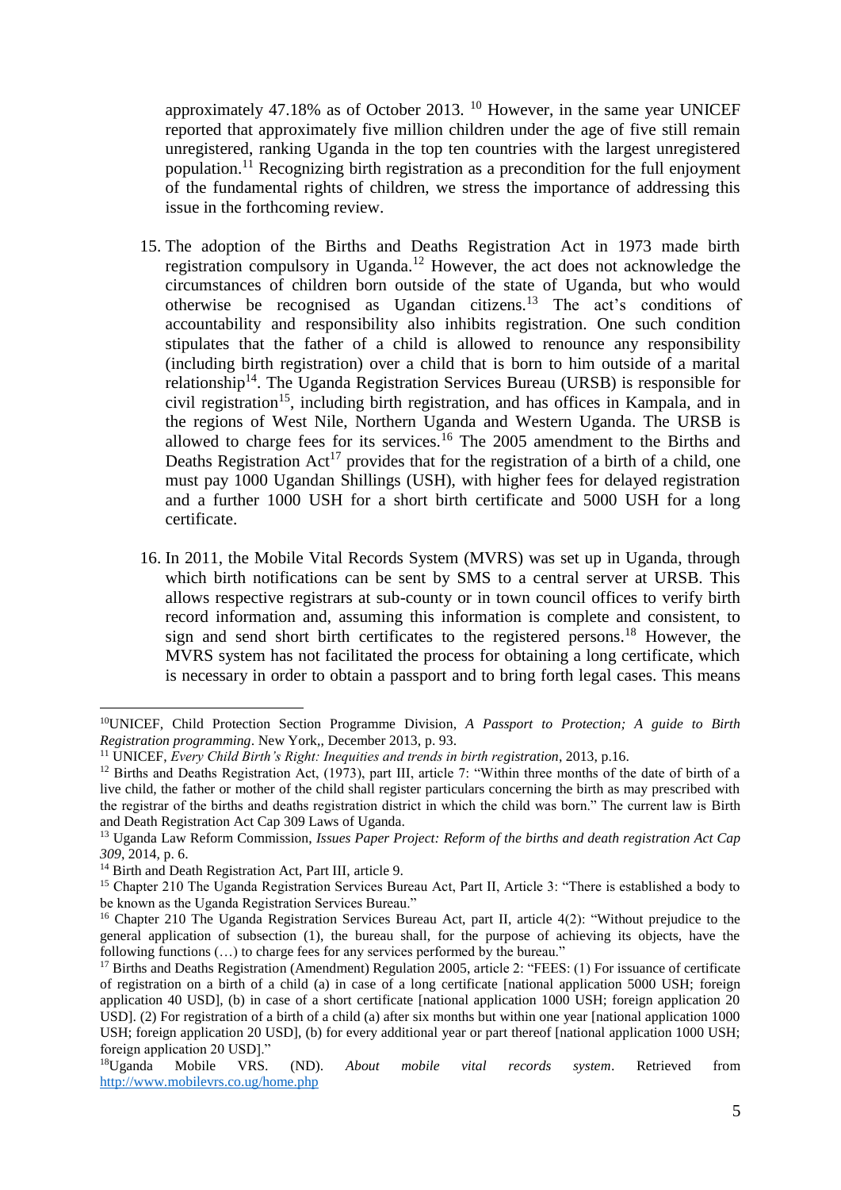approximately 47.18% as of October 2013. [10] However, in the same year UNICEF reported that approximately five million children under the age of five still remain unregistered, ranking Uganda in the top ten countries with the largest unregistered population.[11] Recognizing birth registration as a precondition for the full enjoyment of the fundamental rights of children, we stress the importance of addressing this issue in the forthcoming review.

15. The adoption of the Births and Deaths Registration Act in 1973 made birth registration compulsory in Uganda.[12] However, the act does not acknowledge the circumstances of children born outside of the state of Uganda, but who would otherwise be recognised as Ugandan citizens.[13] The act's conditions of accountability and responsibility also inhibits registration. One such condition stipulates that the father of a child is allowed to renounce any responsibility (including birth registration) over a child that is born to him outside of a marital relationship[14]. The Uganda Registration Services Bureau (URSB) is responsible for civil registration[15], including birth registration, and has offices in Kampala, and in the regions of West Nile, Northern Uganda and Western Uganda. The URSB is allowed to charge fees for its services.[16] The 2005 amendment to the Births and Deaths Registration Act[17] provides that for the registration of a birth of a child, one must pay 1000 Ugandan Shillings (USH), with higher fees for delayed registration and a further 1000 USH for a short birth certificate and 5000 USH for a long certificate.

16. In 2011, the Mobile Vital Records System (MVRS) was set up in Uganda, through which birth notifications can be sent by SMS to a central server at URSB. This allows respective registrars at sub-county or in town council offices to verify birth record information and, assuming this information is complete and consistent, to sign and send short birth certificates to the registered persons.[18] However, the MVRS system has not facilitated the process for obtaining a long certificate, which is necessary in order to obtain a passport and to bring forth legal cases. This means

---

[10] UNICEF, Child Protection Section Programme Division, *A Passport to Protection; A guide to Birth Registration programming*. New York,, December 2013, p. 93.

[11] UNICEF, *Every Child Birth's Right: Inequities and trends in birth registration*, 2013, p.16.

[12] Births and Deaths Registration Act, (1973), part III, article 7: "Within three months of the date of birth of a live child, the father or mother of the child shall register particulars concerning the birth as may prescribed with the registrar of the births and deaths registration district in which the child was born." The current law is Birth and Death Registration Act Cap 309 Laws of Uganda.

[13] Uganda Law Reform Commission, *Issues Paper Project: Reform of the births and death registration Act Cap 309*, 2014, p. 6.

[14] Birth and Death Registration Act, Part III, article 9.

[15] Chapter 210 The Uganda Registration Services Bureau Act, Part II, Article 3: "There is established a body to be known as the Uganda Registration Services Bureau."

[16] Chapter 210 The Uganda Registration Services Bureau Act, part II, article 4(2): "Without prejudice to the general application of subsection (1), the bureau shall, for the purpose of achieving its objects, have the following functions (…) to charge fees for any services performed by the bureau."

[17] Births and Deaths Registration (Amendment) Regulation 2005, article 2: "FEES: (1) For issuance of certificate of registration on a birth of a child (a) in case of a long certificate [national application 5000 USH; foreign application 40 USD], (b) in case of a short certificate [national application 1000 USH; foreign application 20 USD]. (2) For registration of a birth of a child (a) after six months but within one year [national application 1000 USH; foreign application 20 USD], (b) for every additional year or part thereof [national application 1000 USH; foreign application 20 USD]."

[18] Uganda Mobile VRS. (ND). *About mobile vital records system*. Retrieved from http://www.mobilevrs.co.ug/home.php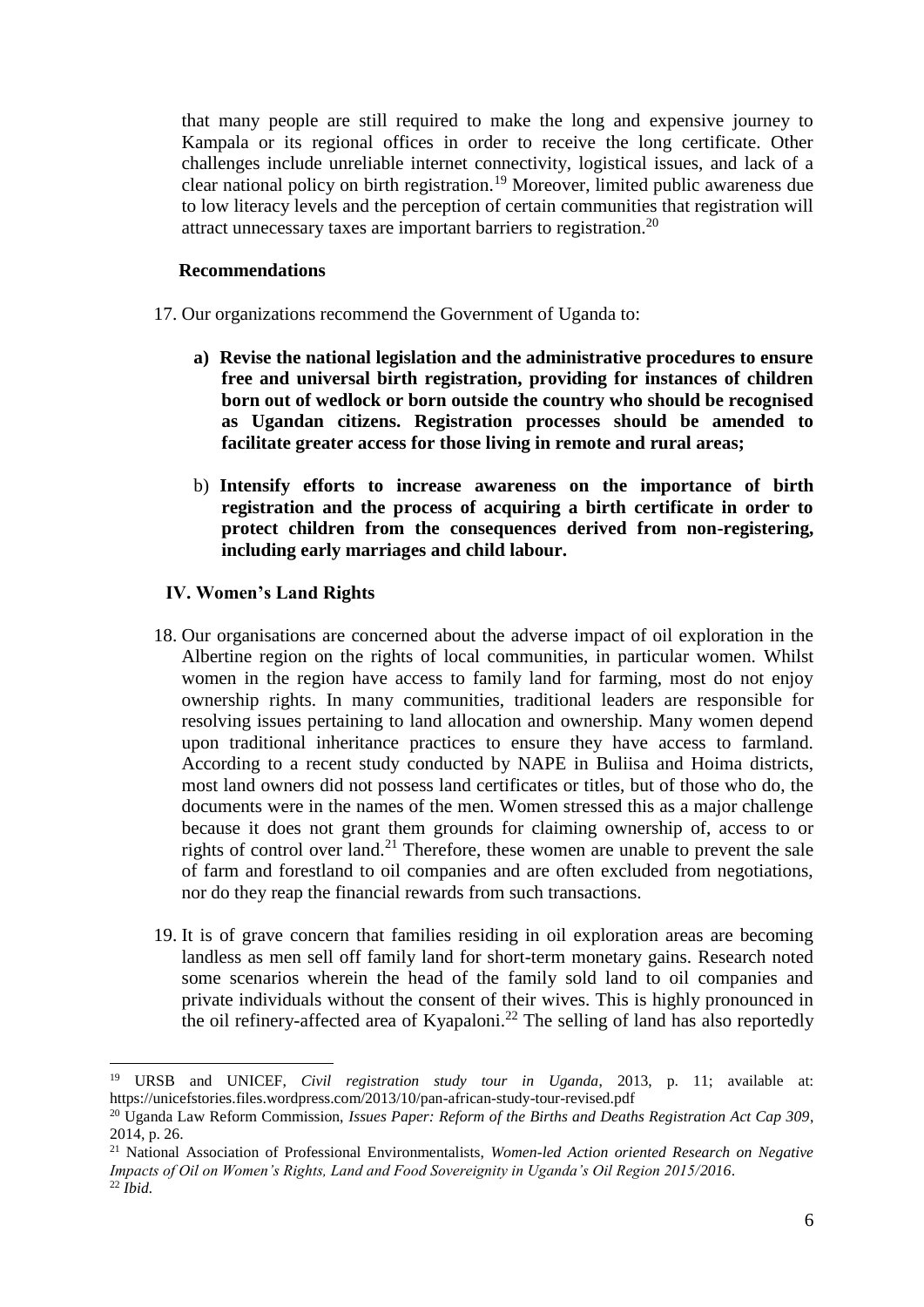that many people are still required to make the long and expensive journey to Kampala or its regional offices in order to receive the long certificate. Other challenges include unreliable internet connectivity, logistical issues, and lack of a clear national policy on birth registration.[19] Moreover, limited public awareness due to low literacy levels and the perception of certain communities that registration will attract unnecessary taxes are important barriers to registration.[20]

**Recommendations**

17. Our organizations recommend the Government of Uganda to:

  a) **Revise the national legislation and the administrative procedures to ensure free and universal birth registration, providing for instances of children born out of wedlock or born outside the country who should be recognised as Ugandan citizens. Registration processes should be amended to facilitate greater access for those living in remote and rural areas;**

  b) **Intensify efforts to increase awareness on the importance of birth registration and the process of acquiring a birth certificate in order to protect children from the consequences derived from non-registering, including early marriages and child labour.**

## IV. Women's Land Rights

18. Our organisations are concerned about the adverse impact of oil exploration in the Albertine region on the rights of local communities, in particular women. Whilst women in the region have access to family land for farming, most do not enjoy ownership rights. In many communities, traditional leaders are responsible for resolving issues pertaining to land allocation and ownership. Many women depend upon traditional inheritance practices to ensure they have access to farmland. According to a recent study conducted by NAPE in Buliisa and Hoima districts, most land owners did not possess land certificates or titles, but of those who do, the documents were in the names of the men. Women stressed this as a major challenge because it does not grant them grounds for claiming ownership of, access to or rights of control over land.[21] Therefore, these women are unable to prevent the sale of farm and forestland to oil companies and are often excluded from negotiations, nor do they reap the financial rewards from such transactions.

19. It is of grave concern that families residing in oil exploration areas are becoming landless as men sell off family land for short-term monetary gains. Research noted some scenarios wherein the head of the family sold land to oil companies and private individuals without the consent of their wives. This is highly pronounced in the oil refinery-affected area of Kyapaloni.[22] The selling of land has also reportedly

---

[19] URSB and UNICEF, *Civil registration study tour in Uganda*, 2013, p. 11; available at: https://unicefstories.files.wordpress.com/2013/10/pan-african-study-tour-revised.pdf

[20] Uganda Law Reform Commission, *Issues Paper: Reform of the Births and Deaths Registration Act Cap 309*, 2014, p. 26.

[21] National Association of Professional Environmentalists, *Women-led Action oriented Research on Negative Impacts of Oil on Women's Rights, Land and Food Sovereignity in Uganda's Oil Region 2015/2016*.

[22] *Ibid.*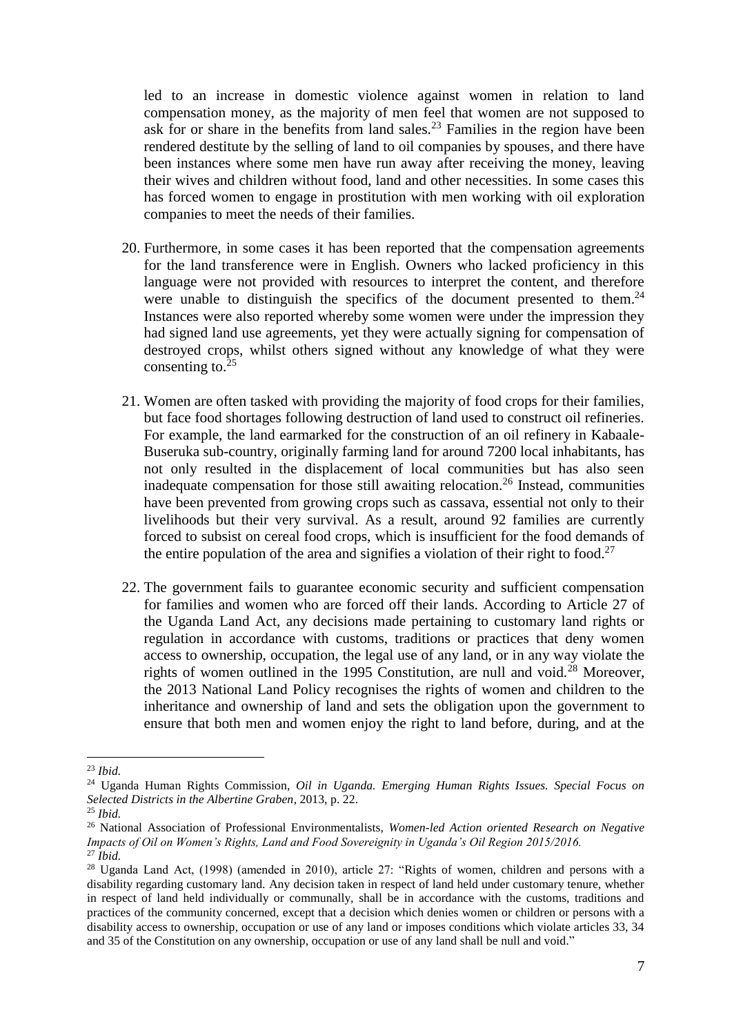led to an increase in domestic violence against women in relation to land compensation money, as the majority of men feel that women are not supposed to ask for or share in the benefits from land sales.[23] Families in the region have been rendered destitute by the selling of land to oil companies by spouses, and there have been instances where some men have run away after receiving the money, leaving their wives and children without food, land and other necessities. In some cases this has forced women to engage in prostitution with men working with oil exploration companies to meet the needs of their families.

20. Furthermore, in some cases it has been reported that the compensation agreements for the land transference were in English. Owners who lacked proficiency in this language were not provided with resources to interpret the content, and therefore were unable to distinguish the specifics of the document presented to them.[24] Instances were also reported whereby some women were under the impression they had signed land use agreements, yet they were actually signing for compensation of destroyed crops, whilst others signed without any knowledge of what they were consenting to.[25]

21. Women are often tasked with providing the majority of food crops for their families, but face food shortages following destruction of land used to construct oil refineries. For example, the land earmarked for the construction of an oil refinery in Kabaale-Buseruka sub-country, originally farming land for around 7200 local inhabitants, has not only resulted in the displacement of local communities but has also seen inadequate compensation for those still awaiting relocation.[26] Instead, communities have been prevented from growing crops such as cassava, essential not only to their livelihoods but their very survival. As a result, around 92 families are currently forced to subsist on cereal food crops, which is insufficient for the food demands of the entire population of the area and signifies a violation of their right to food.[27]

22. The government fails to guarantee economic security and sufficient compensation for families and women who are forced off their lands. According to Article 27 of the Uganda Land Act, any decisions made pertaining to customary land rights or regulation in accordance with customs, traditions or practices that deny women access to ownership, occupation, the legal use of any land, or in any way violate the rights of women outlined in the 1995 Constitution, are null and void.[28] Moreover, the 2013 National Land Policy recognises the rights of women and children to the inheritance and ownership of land and sets the obligation upon the government to ensure that both men and women enjoy the right to land before, during, and at the

---

[23] *Ibid.*

[24] Uganda Human Rights Commission, *Oil in Uganda. Emerging Human Rights Issues. Special Focus on Selected Districts in the Albertine Graben*, 2013, p. 22.

[25] *Ibid.*

[26] National Association of Professional Environmentalists, *Women-led Action oriented Research on Negative Impacts of Oil on Women's Rights, Land and Food Sovereignity in Uganda's Oil Region 2015/2016.*

[27] *Ibid.*

[28] Uganda Land Act, (1998) (amended in 2010), article 27: "Rights of women, children and persons with a disability regarding customary land. Any decision taken in respect of land held under customary tenure, whether in respect of land held individually or communally, shall be in accordance with the customs, traditions and practices of the community concerned, except that a decision which denies women or children or persons with a disability access to ownership, occupation or use of any land or imposes conditions which violate articles 33, 34 and 35 of the Constitution on any ownership, occupation or use of any land shall be null and void."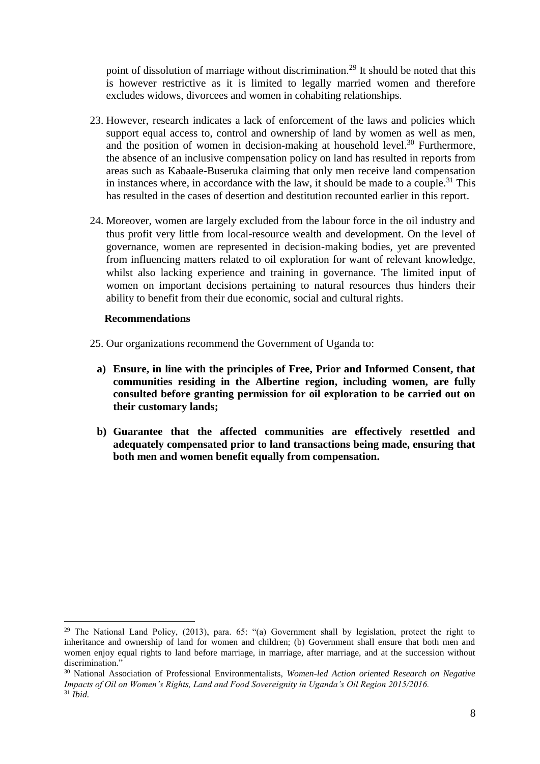point of dissolution of marriage without discrimination.[29] It should be noted that this is however restrictive as it is limited to legally married women and therefore excludes widows, divorcees and women in cohabiting relationships.

23. However, research indicates a lack of enforcement of the laws and policies which support equal access to, control and ownership of land by women as well as men, and the position of women in decision-making at household level.[30] Furthermore, the absence of an inclusive compensation policy on land has resulted in reports from areas such as Kabaale-Buseruka claiming that only men receive land compensation in instances where, in accordance with the law, it should be made to a couple.[31] This has resulted in the cases of desertion and destitution recounted earlier in this report.

24. Moreover, women are largely excluded from the labour force in the oil industry and thus profit very little from local-resource wealth and development. On the level of governance, women are represented in decision-making bodies, yet are prevented from influencing matters related to oil exploration for want of relevant knowledge, whilst also lacking experience and training in governance. The limited input of women on important decisions pertaining to natural resources thus hinders their ability to benefit from their due economic, social and cultural rights.

**Recommendations**

25. Our organizations recommend the Government of Uganda to:

  a) **Ensure, in line with the principles of Free, Prior and Informed Consent, that communities residing in the Albertine region, including women, are fully consulted before granting permission for oil exploration to be carried out on their customary lands;**

  b) **Guarantee that the affected communities are effectively resettled and adequately compensated prior to land transactions being made, ensuring that both men and women benefit equally from compensation.**

---

[29] The National Land Policy, (2013), para. 65: "(a) Government shall by legislation, protect the right to inheritance and ownership of land for women and children; (b) Government shall ensure that both men and women enjoy equal rights to land before marriage, in marriage, after marriage, and at the succession without discrimination."

[30] National Association of Professional Environmentalists, *Women-led Action oriented Research on Negative Impacts of Oil on Women's Rights, Land and Food Sovereignity in Uganda's Oil Region 2015/2016.*

[31] *Ibid.*